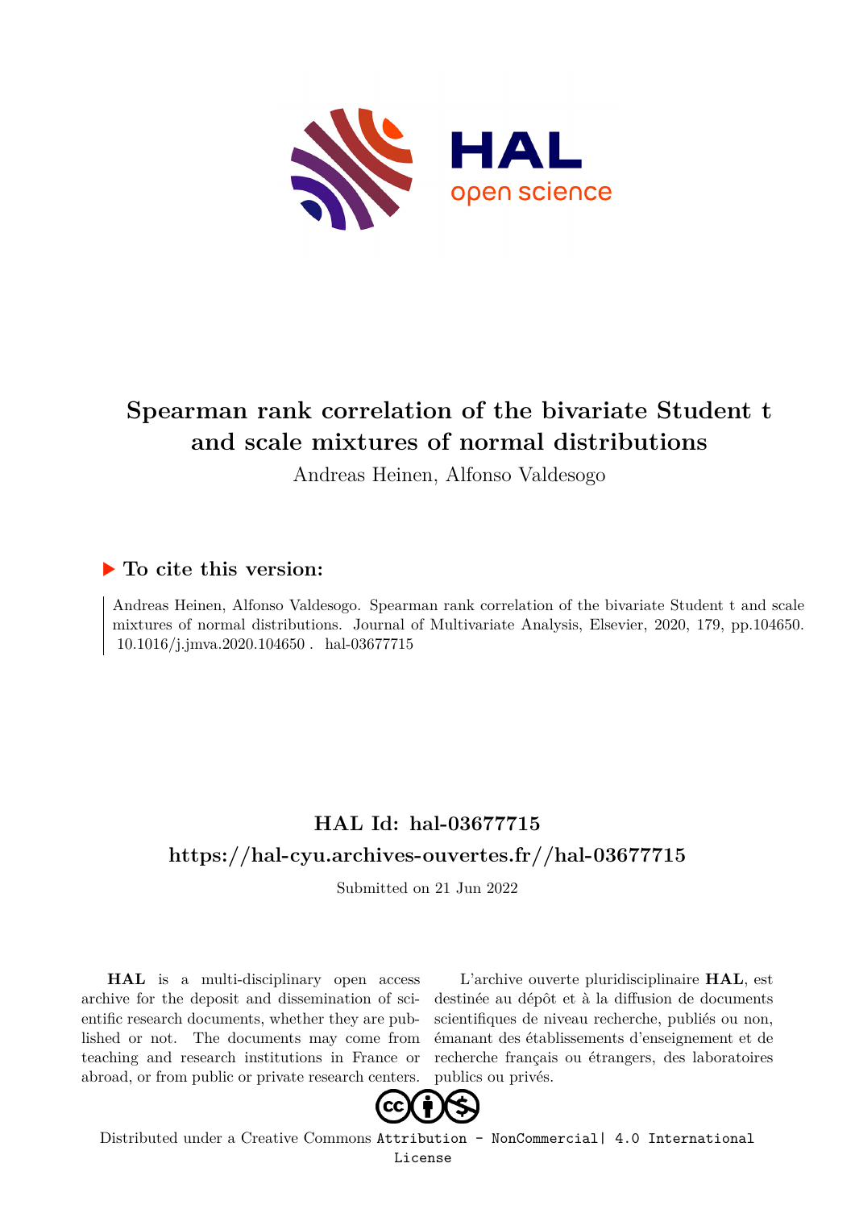# Spearman rank correlation of the bivariate Student t and scale mixtures of normal distributions

Andreas Heinen, Alfonso Valdesogo

## ▶ To cite this version:

Andreas Heinen, Alfonso Valdesogo. Spearman rank correlation of the bivariate Student t and scale mixtures of normal distributions. Journal of Multivariate Analysis, Elsevier, 2020, 179, pp.104650. 10.1016/j.jmva.2020.104650 . hal-03677715

## HAL Id: hal-03677715

## https://hal-cyu.archives-ouvertes.fr//hal-03677715

Submitted on 21 Jun 2022

**HAL** is a multi-disciplinary open access archive for the deposit and dissemination of scientific research documents, whether they are published or not. The documents may come from teaching and research institutions in France or abroad, or from public or private research centers.

L'archive ouverte pluridisciplinaire **HAL**, est destinée au dépôt et à la diffusion de documents scientifiques de niveau recherche, publiés ou non, émanant des établissements d'enseignement et de recherche français ou étrangers, des laboratoires publics ou privés.

Distributed under a Creative Commons Attribution - NonCommercial| 4.0 International License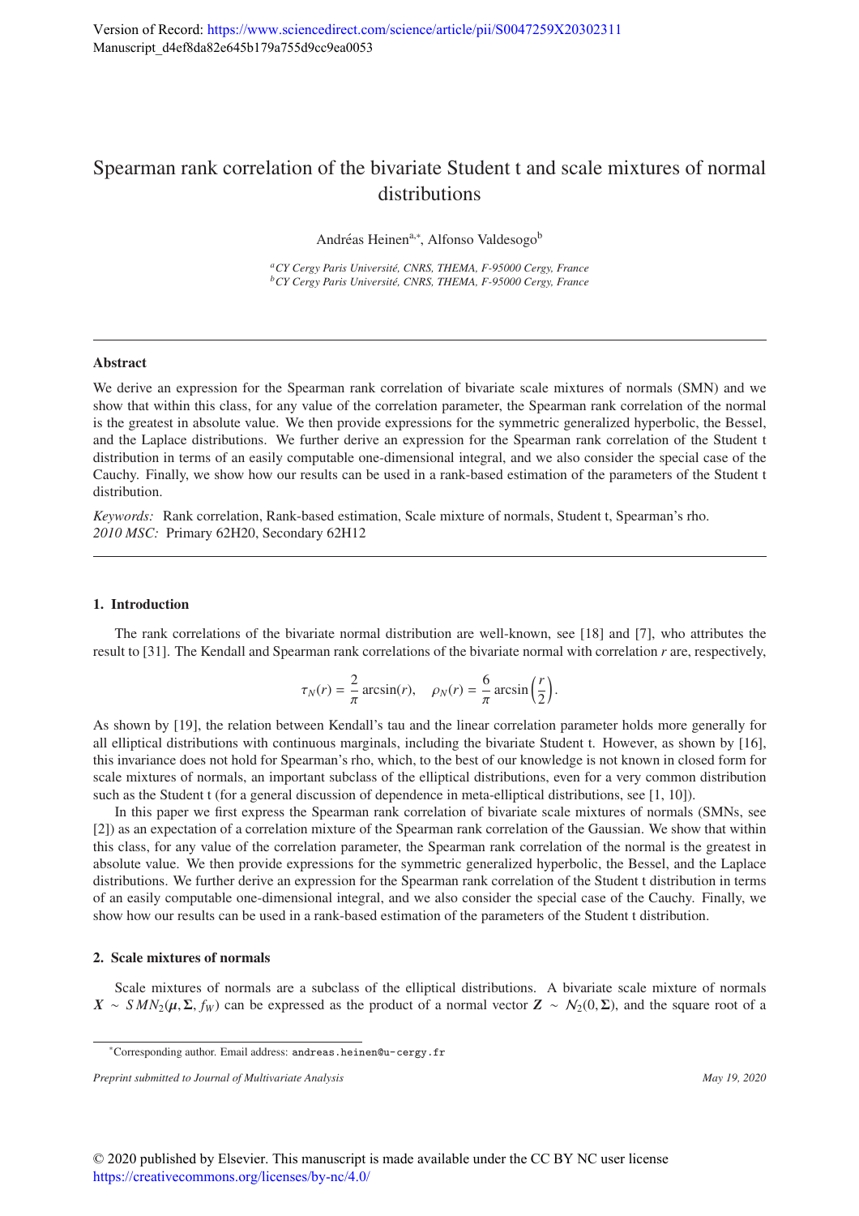Version of Record: https://www.sciencedirect.com/science/article/pii/S0047259X20302311
Manuscript_d4ef8da82e645b179a755d9cc9ea0053

# Spearman rank correlation of the bivariate Student t and scale mixtures of normal distributions

Andréas Heinen[a,*], Alfonso Valdesogo[b]

[a] CY Cergy Paris Université, CNRS, THEMA, F-95000 Cergy, France
[b] CY Cergy Paris Université, CNRS, THEMA, F-95000 Cergy, France

---

### Abstract

We derive an expression for the Spearman rank correlation of bivariate scale mixtures of normals (SMN) and we show that within this class, for any value of the correlation parameter, the Spearman rank correlation of the normal is the greatest in absolute value. We then provide expressions for the symmetric generalized hyperbolic, the Bessel, and the Laplace distributions. We further derive an expression for the Spearman rank correlation of the Student t distribution in terms of an easily computable one-dimensional integral, and we also consider the special case of the Cauchy. Finally, we show how our results can be used in a rank-based estimation of the parameters of the Student t distribution.

*Keywords:* Rank correlation, Rank-based estimation, Scale mixture of normals, Student t, Spearman's rho.
*2010 MSC:* Primary 62H20, Secondary 62H12

---

## 1. Introduction

The rank correlations of the bivariate normal distribution are well-known, see [18] and [7], who attributes the result to [31]. The Kendall and Spearman rank correlations of the bivariate normal with correlation $r$ are, respectively,

$$\tau_N(r) = \frac{2}{\pi}\arcsin(r), \quad \rho_N(r) = \frac{6}{\pi}\arcsin\left(\frac{r}{2}\right).$$

As shown by [19], the relation between Kendall's tau and the linear correlation parameter holds more generally for all elliptical distributions with continuous marginals, including the bivariate Student t. However, as shown by [16], this invariance does not hold for Spearman's rho, which, to the best of our knowledge is not known in closed form for scale mixtures of normals, an important subclass of the elliptical distributions, even for a very common distribution such as the Student t (for a general discussion of dependence in meta-elliptical distributions, see [1, 10]).

In this paper we first express the Spearman rank correlation of bivariate scale mixtures of normals (SMNs, see [2]) as an expectation of a correlation mixture of the Spearman rank correlation of the Gaussian. We show that within this class, for any value of the correlation parameter, the Spearman rank correlation of the normal is the greatest in absolute value. We then provide expressions for the symmetric generalized hyperbolic, the Bessel, and the Laplace distributions. We further derive an expression for the Spearman rank correlation of the Student t distribution in terms of an easily computable one-dimensional integral, and we also consider the special case of the Cauchy. Finally, we show how our results can be used in a rank-based estimation of the parameters of the Student t distribution.

## 2. Scale mixtures of normals

Scale mixtures of normals are a subclass of the elliptical distributions. A bivariate scale mixture of normals $\boldsymbol{X} \sim SMN_2(\boldsymbol{\mu}, \boldsymbol{\Sigma}, f_W)$ can be expressed as the product of a normal vector $\boldsymbol{Z} \sim \mathcal{N}_2(0, \boldsymbol{\Sigma})$, and the square root of a

---

*Corresponding author. Email address: andreas.heinen@u-cergy.fr

*Preprint submitted to Journal of Multivariate Analysis* May 19, 2020

© 2020 published by Elsevier. This manuscript is made available under the CC BY NC user license
https://creativecommons.org/licenses/by-nc/4.0/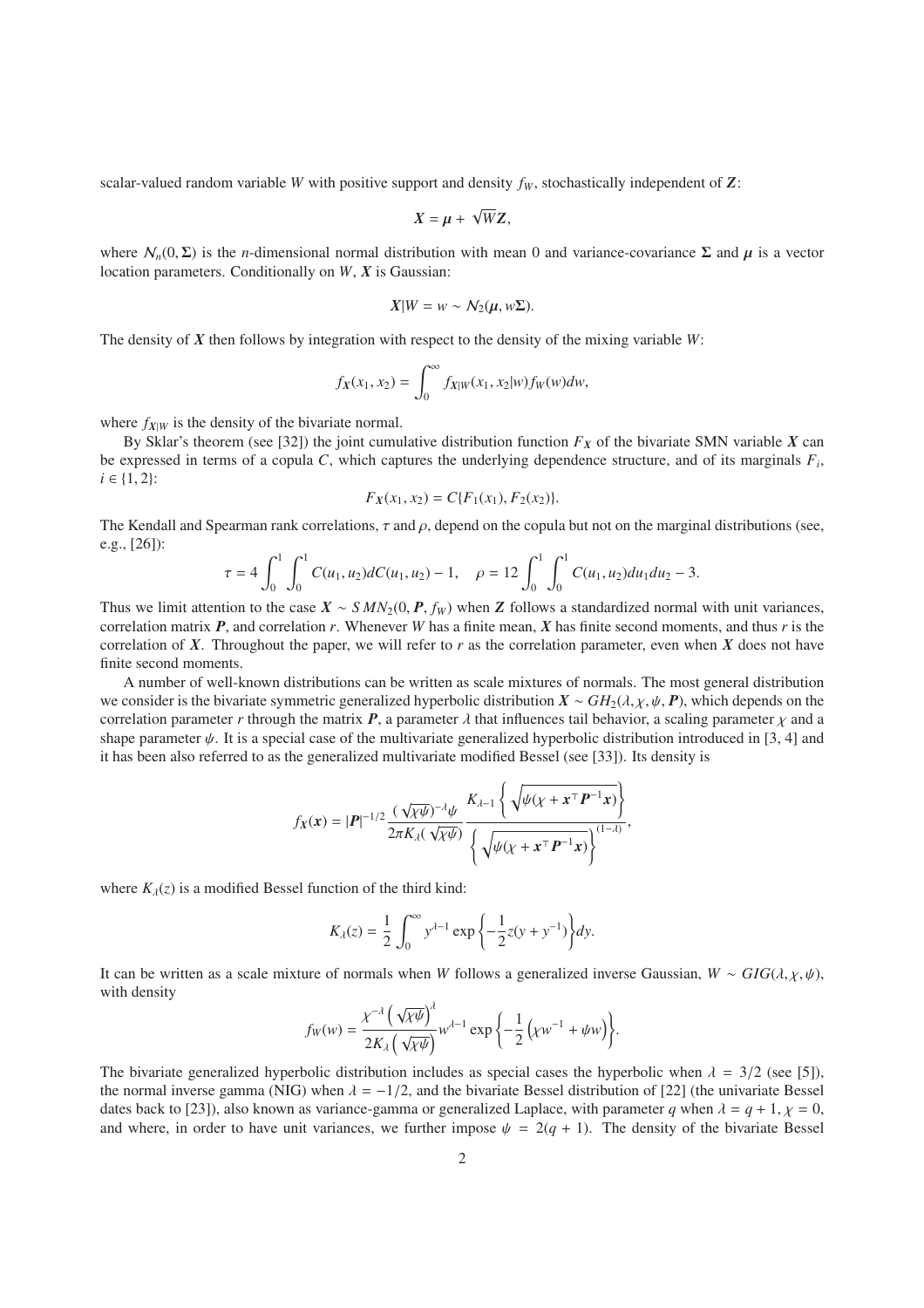scalar-valued random variable $W$ with positive support and density $f_W$, stochastically independent of $\boldsymbol{Z}$:

$$\boldsymbol{X} = \boldsymbol{\mu} + \sqrt{W}\boldsymbol{Z},$$

where $\mathcal{N}_n(0, \boldsymbol{\Sigma})$ is the $n$-dimensional normal distribution with mean 0 and variance-covariance $\boldsymbol{\Sigma}$ and $\boldsymbol{\mu}$ is a vector location parameters. Conditionally on $W$, $\boldsymbol{X}$ is Gaussian:

$$\boldsymbol{X}|W = w \sim \mathcal{N}_2(\boldsymbol{\mu}, w\boldsymbol{\Sigma}).$$

The density of $\boldsymbol{X}$ then follows by integration with respect to the density of the mixing variable $W$:

$$f_{\boldsymbol{X}}(x_1, x_2) = \int_0^\infty f_{\boldsymbol{X}|W}(x_1, x_2|w) f_W(w) dw,$$

where $f_{\boldsymbol{X}|W}$ is the density of the bivariate normal.

By Sklar's theorem (see [32]) the joint cumulative distribution function $F_{\boldsymbol{X}}$ of the bivariate SMN variable $\boldsymbol{X}$ can be expressed in terms of a copula $C$, which captures the underlying dependence structure, and of its marginals $F_i$, $i \in \{1, 2\}$:

$$F_{\boldsymbol{X}}(x_1, x_2) = C\{F_1(x_1), F_2(x_2)\}.$$

The Kendall and Spearman rank correlations, $\tau$ and $\rho$, depend on the copula but not on the marginal distributions (see, e.g., [26]):

$$\tau = 4\int_0^1\int_0^1 C(u_1, u_2) dC(u_1, u_2) - 1, \quad \rho = 12\int_0^1\int_0^1 C(u_1, u_2) du_1 du_2 - 3.$$

Thus we limit attention to the case $\boldsymbol{X} \sim SMN_2(0, \boldsymbol{P}, f_W)$ when $\boldsymbol{Z}$ follows a standardized normal with unit variances, correlation matrix $\boldsymbol{P}$, and correlation $r$. Whenever $W$ has a finite mean, $\boldsymbol{X}$ has finite second moments, and thus $r$ is the correlation of $\boldsymbol{X}$. Throughout the paper, we will refer to $r$ as the correlation parameter, even when $\boldsymbol{X}$ does not have finite second moments.

A number of well-known distributions can be written as scale mixtures of normals. The most general distribution we consider is the bivariate symmetric generalized hyperbolic distribution $\boldsymbol{X} \sim GH_2(\lambda, \chi, \psi, \boldsymbol{P})$, which depends on the correlation parameter $r$ through the matrix $\boldsymbol{P}$, a parameter $\lambda$ that influences tail behavior, a scaling parameter $\chi$ and a shape parameter $\psi$. It is a special case of the multivariate generalized hyperbolic distribution introduced in [3, 4] and it has been also referred to as the generalized multivariate modified Bessel (see [33]). Its density is

$$f_{\boldsymbol{X}}(\boldsymbol{x}) = |\boldsymbol{P}|^{-1/2} \frac{(\sqrt{\chi\psi})^{-\lambda}\psi}{2\pi K_\lambda(\sqrt{\chi\psi})} \frac{K_{\lambda-1}\left\{\sqrt{\psi(\chi + \boldsymbol{x}^\top \boldsymbol{P}^{-1}\boldsymbol{x})}\right\}}{\left\{\sqrt{\psi(\chi + \boldsymbol{x}^\top \boldsymbol{P}^{-1}\boldsymbol{x})}\right\}^{(1-\lambda)}},$$

where $K_\lambda(z)$ is a modified Bessel function of the third kind:

$$K_\lambda(z) = \frac{1}{2}\int_0^\infty y^{\lambda-1} \exp\left\{-\frac{1}{2}z(y + y^{-1})\right\} dy.$$

It can be written as a scale mixture of normals when $W$ follows a generalized inverse Gaussian, $W \sim GIG(\lambda, \chi, \psi)$, with density

$$f_W(w) = \frac{\chi^{-\lambda}\left(\sqrt{\chi\psi}\right)^\lambda}{2K_\lambda\left(\sqrt{\chi\psi}\right)} w^{\lambda-1} \exp\left\{-\frac{1}{2}\left(\chi w^{-1} + \psi w\right)\right\}.$$

The bivariate generalized hyperbolic distribution includes as special cases the hyperbolic when $\lambda = 3/2$ (see [5]), the normal inverse gamma (NIG) when $\lambda = -1/2$, and the bivariate Bessel distribution of [22] (the univariate Bessel dates back to [23]), also known as variance-gamma or generalized Laplace, with parameter $q$ when $\lambda = q + 1, \chi = 0$, and where, in order to have unit variances, we further impose $\psi = 2(q + 1)$. The density of the bivariate Bessel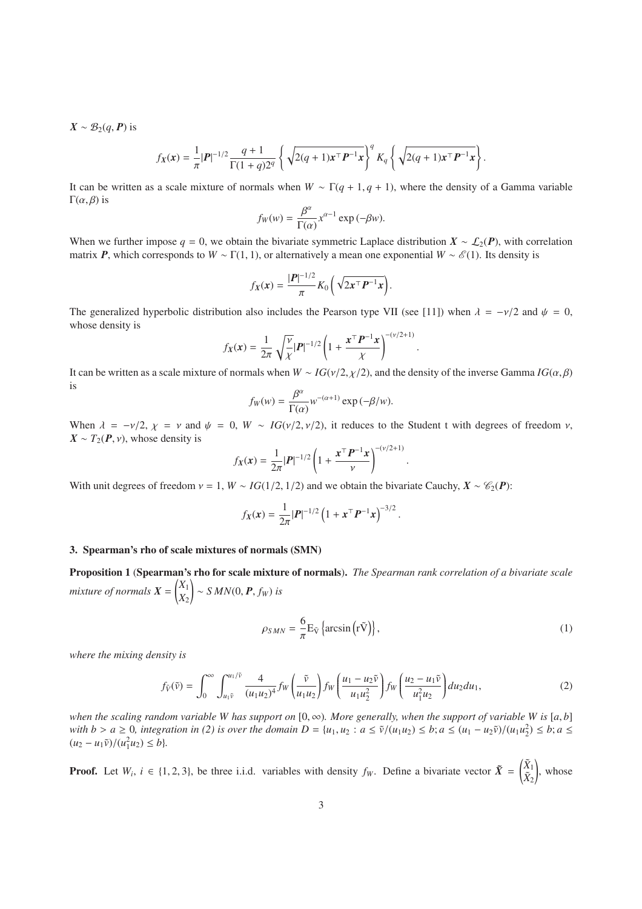$\boldsymbol{X} \sim \mathcal{B}_2(q, \boldsymbol{P})$ is

$$f_X(\boldsymbol{x}) = \frac{1}{\pi}|\boldsymbol{P}|^{-1/2}\frac{q+1}{\Gamma(1+q)2^q}\left\{\sqrt{2(q+1)\boldsymbol{x}^\top\boldsymbol{P}^{-1}\boldsymbol{x}}\right\}^q K_q\left\{\sqrt{2(q+1)\boldsymbol{x}^\top\boldsymbol{P}^{-1}\boldsymbol{x}}\right\}.$$

It can be written as a scale mixture of normals when $W \sim \Gamma(q+1, q+1)$, where the density of a Gamma variable $\Gamma(\alpha, \beta)$ is

$$f_W(w) = \frac{\beta^\alpha}{\Gamma(\alpha)}x^{\alpha-1}\exp(-\beta w).$$

When we further impose $q = 0$, we obtain the bivariate symmetric Laplace distribution $\boldsymbol{X} \sim \mathcal{L}_2(\boldsymbol{P})$, with correlation matrix $\boldsymbol{P}$, which corresponds to $W \sim \Gamma(1, 1)$, or alternatively a mean one exponential $W \sim \mathcal{E}(1)$. Its density is

$$f_X(\boldsymbol{x}) = \frac{|\boldsymbol{P}|^{-1/2}}{\pi}K_0\left(\sqrt{2\boldsymbol{x}^\top\boldsymbol{P}^{-1}\boldsymbol{x}}\right).$$

The generalized hyperbolic distribution also includes the Pearson type VII (see [11]) when $\lambda = -\nu/2$ and $\psi = 0$, whose density is

$$f_X(\boldsymbol{x}) = \frac{1}{2\pi}\sqrt{\frac{\nu}{\chi}}|\boldsymbol{P}|^{-1/2}\left(1 + \frac{\boldsymbol{x}^\top\boldsymbol{P}^{-1}\boldsymbol{x}}{\chi}\right)^{-(\nu/2+1)}.$$

It can be written as a scale mixture of normals when $W \sim IG(\nu/2, \chi/2)$, and the density of the inverse Gamma $IG(\alpha, \beta)$ is

$$f_W(w) = \frac{\beta^\alpha}{\Gamma(\alpha)}w^{-(\alpha+1)}\exp(-\beta/w).$$

When $\lambda = -\nu/2$, $\chi = \nu$ and $\psi = 0$, $W \sim IG(\nu/2, \nu/2)$, it reduces to the Student t with degrees of freedom $\nu$, $\boldsymbol{X} \sim T_2(\boldsymbol{P}, \nu)$, whose density is

$$f_X(\boldsymbol{x}) = \frac{1}{2\pi}|\boldsymbol{P}|^{-1/2}\left(1 + \frac{\boldsymbol{x}^\top\boldsymbol{P}^{-1}\boldsymbol{x}}{\nu}\right)^{-(\nu/2+1)}.$$

With unit degrees of freedom $\nu = 1$, $W \sim IG(1/2, 1/2)$ and we obtain the bivariate Cauchy, $\boldsymbol{X} \sim \mathcal{C}_2(\boldsymbol{P})$:

$$f_X(\boldsymbol{x}) = \frac{1}{2\pi}|\boldsymbol{P}|^{-1/2}\left(1 + \boldsymbol{x}^\top\boldsymbol{P}^{-1}\boldsymbol{x}\right)^{-3/2}.$$

## 3. Spearman's rho of scale mixtures of normals (SMN)

**Proposition 1** (**Spearman's rho for scale mixture of normals**). *The Spearman rank correlation of a bivariate scale mixture of normals* $\boldsymbol{X} = \begin{pmatrix} X_1 \\ X_2 \end{pmatrix} \sim SMN(0, \boldsymbol{P}, f_W)$ *is*

$$\rho_{SMN} = \frac{6}{\pi}\mathrm{E}_{\tilde{V}}\left\{\arcsin\left(\mathrm{r}\tilde{V}\right)\right\}, \tag{1}$$

*where the mixing density is*

$$f_{\tilde{V}}(\tilde{v}) = \int_0^\infty \int_{u_1\tilde{v}}^{u_1/\tilde{v}} \frac{4}{(u_1u_2)^4} f_W\left(\frac{\tilde{v}}{u_1u_2}\right) f_W\left(\frac{u_1 - u_2\tilde{v}}{u_1u_2^2}\right) f_W\left(\frac{u_2 - u_1\tilde{v}}{u_1^2u_2}\right) du_2du_1, \tag{2}$$

*when the scaling random variable $W$ has support on $[0, \infty)$. More generally, when the support of variable $W$ is $[a, b]$ with $b > a \geq 0$, integration in (2) is over the domain $D = \{u_1, u_2 : a \leq \tilde{v}/(u_1u_2) \leq b; a \leq (u_1 - u_2\tilde{v})/(u_1u_2^2) \leq b; a \leq (u_2 - u_1\tilde{v})/(u_1^2u_2) \leq b\}$.*

**Proof.** Let $W_i$, $i \in \{1, 2, 3\}$, be three i.i.d. variables with density $f_W$. Define a bivariate vector $\tilde{\boldsymbol{X}} = \begin{pmatrix} \tilde{X}_1 \\ \tilde{X}_2 \end{pmatrix}$, whose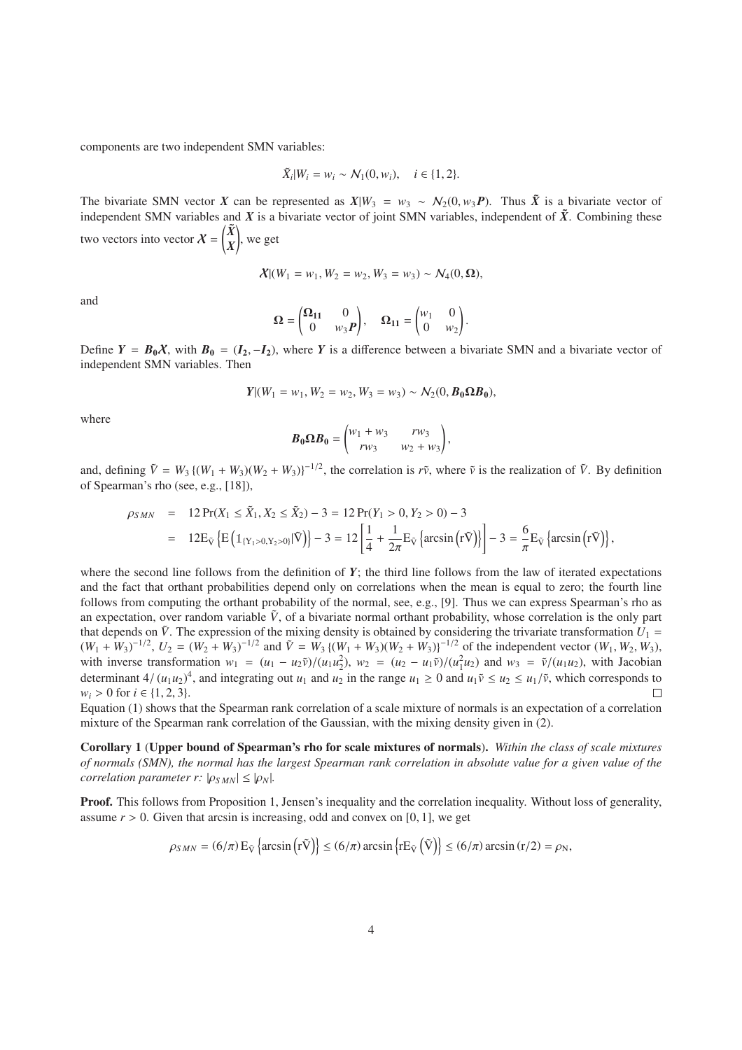components are two independent SMN variables:

$$\tilde{X}_i | W_i = w_i \sim \mathcal{N}_1(0, w_i), \quad i \in \{1, 2\}.$$

The bivariate SMN vector $\boldsymbol{X}$ can be represented as $\boldsymbol{X}|W_3 = w_3 \sim \mathcal{N}_2(0, w_3\boldsymbol{P})$. Thus $\tilde{\boldsymbol{X}}$ is a bivariate vector of independent SMN variables and $\boldsymbol{X}$ is a bivariate vector of joint SMN variables, independent of $\tilde{\boldsymbol{X}}$. Combining these two vectors into vector $\boldsymbol{\mathcal{X}} = \begin{pmatrix} \tilde{\boldsymbol{X}} \\ \boldsymbol{X} \end{pmatrix}$, we get

$$\boldsymbol{\mathcal{X}} | (W_1 = w_1, W_2 = w_2, W_3 = w_3) \sim \mathcal{N}_4(0, \boldsymbol{\Omega}),$$

and

$$\boldsymbol{\Omega} = \begin{pmatrix} \boldsymbol{\Omega_{11}} & 0 \\ 0 & w_3 \boldsymbol{P} \end{pmatrix}, \quad \boldsymbol{\Omega_{11}} = \begin{pmatrix} w_1 & 0 \\ 0 & w_2 \end{pmatrix}.$$

Define $\boldsymbol{Y} = \boldsymbol{B_0}\boldsymbol{\mathcal{X}}$, with $\boldsymbol{B_0} = (\boldsymbol{I_2}, -\boldsymbol{I_2})$, where $\boldsymbol{Y}$ is a difference between a bivariate SMN and a bivariate vector of independent SMN variables. Then

$$\boldsymbol{Y} | (W_1 = w_1, W_2 = w_2, W_3 = w_3) \sim \mathcal{N}_2(0, \boldsymbol{B_0}\boldsymbol{\Omega}\boldsymbol{B_0}),$$

where

$$\boldsymbol{B_0}\boldsymbol{\Omega}\boldsymbol{B_0} = \begin{pmatrix} w_1 + w_3 & r w_3 \\ r w_3 & w_2 + w_3 \end{pmatrix},$$

and, defining $\tilde{V} = W_3 \{(W_1 + W_3)(W_2 + W_3)\}^{-1/2}$, the correlation is $r\tilde{v}$, where $\tilde{v}$ is the realization of $\tilde{V}$. By definition of Spearman's rho (see, e.g., [18]),

$$\begin{aligned}
\rho_{SMN} &= 12 \Pr(X_1 \le \tilde{X}_1, X_2 \le \tilde{X}_2) - 3 = 12 \Pr(Y_1 > 0, Y_2 > 0) - 3 \\
&= 12 \mathrm{E}_{\tilde{\mathrm{V}}} \left\{ \mathrm{E}\left( \mathbb{1}_{\{Y_1 > 0, Y_2 > 0\}} | \tilde{\mathrm{V}} \right) \right\} - 3 = 12 \left[ \frac{1}{4} + \frac{1}{2\pi} \mathrm{E}_{\tilde{\mathrm{V}}} \left\{ \arcsin\left( \mathrm{r}\tilde{\mathrm{V}} \right) \right\} \right] - 3 = \frac{6}{\pi} \mathrm{E}_{\tilde{\mathrm{V}}} \left\{ \arcsin\left( \mathrm{r}\tilde{\mathrm{V}} \right) \right\},
\end{aligned}$$

where the second line follows from the definition of $\boldsymbol{Y}$; the third line follows from the law of iterated expectations and the fact that orthant probabilities depend only on correlations when the mean is equal to zero; the fourth line follows from computing the orthant probability of the normal, see, e.g., [9]. Thus we can express Spearman's rho as an expectation, over random variable $\tilde{V}$, of a bivariate normal orthant probability, whose correlation is the only part that depends on $\tilde{V}$. The expression of the mixing density is obtained by considering the trivariate transformation $U_1 = (W_1 + W_3)^{-1/2}$, $U_2 = (W_2 + W_3)^{-1/2}$ and $\tilde{V} = W_3 \{(W_1 + W_3)(W_2 + W_3)\}^{-1/2}$ of the independent vector $(W_1, W_2, W_3)$, with inverse transformation $w_1 = (u_1 - u_2\tilde{v})/(u_1 u_2^2)$, $w_2 = (u_2 - u_1\tilde{v})/(u_1^2 u_2)$ and $w_3 = \tilde{v}/(u_1 u_2)$, with Jacobian determinant $4/(u_1 u_2)^4$, and integrating out $u_1$ and $u_2$ in the range $u_1 \ge 0$ and $u_1\tilde{v} \le u_2 \le u_1/\tilde{v}$, which corresponds to $w_i > 0$ for $i \in \{1, 2, 3\}$. □

Equation (1) shows that the Spearman rank correlation of a scale mixture of normals is an expectation of a correlation mixture of the Spearman rank correlation of the Gaussian, with the mixing density given in (2).

**Corollary 1** (**Upper bound of Spearman's rho for scale mixtures of normals**). *Within the class of scale mixtures of normals (SMN), the normal has the largest Spearman rank correlation in absolute value for a given value of the correlation parameter r:* $|\rho_{SMN}| \le |\rho_N|$.

**Proof.** This follows from Proposition 1, Jensen's inequality and the correlation inequality. Without loss of generality, assume $r > 0$. Given that arcsin is increasing, odd and convex on $[0, 1]$, we get

$$\rho_{SMN} = (6/\pi)\, \mathrm{E}_{\tilde{\mathrm{V}}} \left\{ \arcsin\left( \mathrm{r}\tilde{\mathrm{V}} \right) \right\} \le (6/\pi) \arcsin\left\{ \mathrm{r}\mathrm{E}_{\tilde{\mathrm{V}}}\left( \tilde{\mathrm{V}} \right) \right\} \le (6/\pi) \arcsin\left( \mathrm{r}/2 \right) = \rho_{\mathrm{N}},$$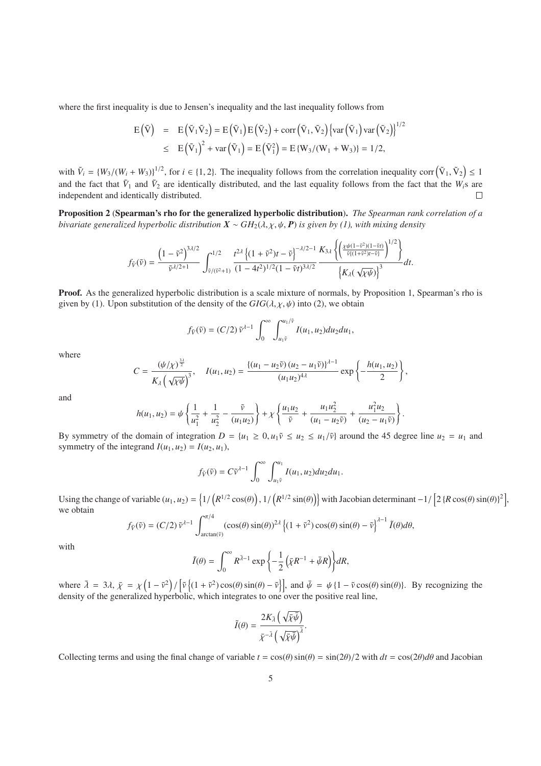where the first inequality is due to Jensen's inequality and the last inequality follows from

$$
\begin{aligned}
\mathrm{E}\left(\tilde{\mathrm{V}}\right) &= \mathrm{E}\left(\tilde{\mathrm{V}}_1\tilde{\mathrm{V}}_2\right) = \mathrm{E}\left(\tilde{\mathrm{V}}_1\right)\mathrm{E}\left(\tilde{\mathrm{V}}_2\right) + \mathrm{corr}\left(\tilde{\mathrm{V}}_1, \tilde{\mathrm{V}}_2\right)\left\{\mathrm{var}\left(\tilde{\mathrm{V}}_1\right)\mathrm{var}\left(\tilde{\mathrm{V}}_2\right)\right\}^{1/2} \\
&\leq \mathrm{E}\left(\tilde{\mathrm{V}}_1\right)^2 + \mathrm{var}\left(\tilde{\mathrm{V}}_1\right) = \mathrm{E}\left(\tilde{\mathrm{V}}_1^2\right) = \mathrm{E}\left\{\mathrm{W}_3/(\mathrm{W}_1 + \mathrm{W}_3)\right\} = 1/2,
\end{aligned}
$$

with $\tilde{V}_i = \{W_3/(W_i + W_3)\}^{1/2}$, for $i \in \{1, 2\}$. The inequality follows from the correlation inequality $\mathrm{corr}\left(\tilde{\mathrm{V}}_1, \tilde{\mathrm{V}}_2\right) \leq 1$ and the fact that $\tilde{V}_1$ and $\tilde{V}_2$ are identically distributed, and the last equality follows from the fact that the $W_i$s are independent and identically distributed. □

**Proposition 2** (**Spearman's rho for the generalized hyperbolic distribution**). *The Spearman rank correlation of a bivariate generalized hyperbolic distribution $\boldsymbol{X} \sim GH_2(\lambda, \chi, \psi, \boldsymbol{P})$ is given by (1), with mixing density*

$$
f_{\tilde{V}}(\tilde{v}) = \frac{\left(1 - \tilde{v}^2\right)^{3\lambda/2}}{\tilde{v}^{\lambda/2+1}} \int_{\tilde{v}/(\tilde{v}^2+1)}^{1/2} \frac{t^{2\lambda}\left\{(1 + \tilde{v}^2)t - \tilde{v}\right\}^{-\lambda/2-1}}{(1 - 4t^2)^{1/2}(1 - \tilde{v}t)^{3\lambda/2}} \frac{K_{3\lambda}\left\{\left(\frac{\chi\psi(1-\tilde{v}^2)(1-\tilde{v}t)}{\tilde{v}\{(1+\tilde{v}^2)t-\tilde{v}\}}\right)^{1/2}\right\}}{\left\{K_\lambda(\sqrt{\chi\psi})\right\}^3} dt.
$$

**Proof.** As the generalized hyperbolic distribution is a scale mixture of normals, by Proposition 1, Spearman's rho is given by (1). Upon substitution of the density of the $GIG(\lambda, \chi, \psi)$ into (2), we obtain

$$
f_{\tilde{V}}(\tilde{v}) = (C/2)\, \tilde{v}^{\lambda-1} \int_0^\infty \int_{u_1\tilde{v}}^{u_1/\tilde{v}} I(u_1, u_2) du_2 du_1,
$$

where

$$
C = \frac{(\psi/\chi)^{\frac{3\lambda}{2}}}{K_\lambda\left(\sqrt{\chi\psi}\right)^3}, \quad I(u_1, u_2) = \frac{\{(u_1 - u_2\tilde{v})(u_2 - u_1\tilde{v})\}^{\lambda-1}}{(u_1u_2)^{4\lambda}} \exp\left\{-\frac{h(u_1, u_2)}{2}\right\},
$$

and

$$
h(u_1, u_2) = \psi\left\{\frac{1}{u_1^2} + \frac{1}{u_2^2} - \frac{\tilde{v}}{(u_1u_2)}\right\} + \chi\left\{\frac{u_1u_2}{\tilde{v}} + \frac{u_1u_2^2}{(u_1 - u_2\tilde{v})} + \frac{u_1^2u_2}{(u_2 - u_1\tilde{v})}\right\}.
$$

By symmetry of the domain of integration $D = \{u_1 \geq 0, u_1\tilde{v} \leq u_2 \leq u_1/\tilde{v}\}$ around the 45 degree line $u_2 = u_1$ and symmetry of the integrand $I(u_1, u_2) = I(u_2, u_1)$,

$$
f_{\tilde{V}}(\tilde{v}) = C\tilde{v}^{\lambda-1} \int_0^\infty \int_{u_1\tilde{v}}^{u_1} I(u_1, u_2) du_2 du_1.
$$

Using the change of variable $(u_1, u_2) = \left\{1/\left(R^{1/2}\cos(\theta)\right), 1/\left(R^{1/2}\sin(\theta)\right)\right\}$ with Jacobian determinant $-1/\left[2\{R\cos(\theta)\sin(\theta)\}^2\right]$, we obtain

$$
f_{\tilde{V}}(\tilde{v}) = (C/2)\, \tilde{v}^{\lambda-1} \int_{\arctan(\tilde{v})}^{\pi/4} (\cos(\theta)\sin(\theta))^{2\lambda} \left\{(1 + \tilde{v}^2)\cos(\theta)\sin(\theta) - \tilde{v}\right\}^{\lambda-1} \tilde{I}(\theta) d\theta,
$$

with

$$
\tilde{I}(\theta) = \int_0^\infty R^{\bar{\lambda}-1} \exp\left\{-\frac{1}{2}\left(\bar{\chi}R^{-1} + \bar{\psi}R\right)\right\} dR,
$$

where $\bar{\lambda} = 3\lambda$, $\bar{\chi} = \chi\left(1 - \tilde{v}^2\right)/\left[\tilde{v}\left\{(1 + \tilde{v}^2)\cos(\theta)\sin(\theta) - \tilde{v}\right\}\right]$, and $\bar{\psi} = \psi\{1 - \tilde{v}\cos(\theta)\sin(\theta)\}$. By recognizing the density of the generalized hyperbolic, which integrates to one over the positive real line,

$$
\tilde{I}(\theta) = \frac{2K_{\bar{\lambda}}\left(\sqrt{\bar{\chi}\bar{\psi}}\right)}{\bar{\chi}^{-\bar{\lambda}}\left(\sqrt{\bar{\chi}\bar{\psi}}\right)^{\bar{\lambda}}}.
$$

Collecting terms and using the final change of variable $t = \cos(\theta)\sin(\theta) = \sin(2\theta)/2$ with $dt = \cos(2\theta)d\theta$ and Jacobian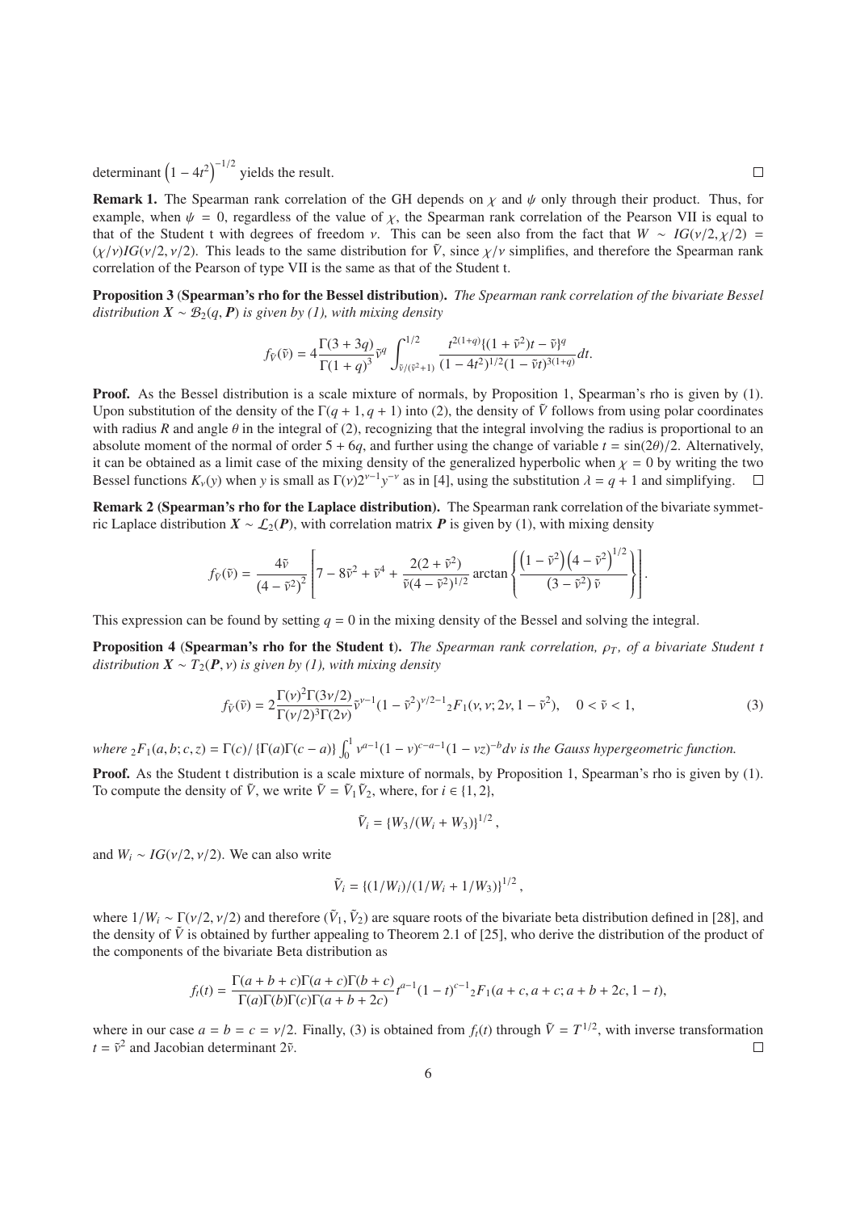determinant $\left(1-4t^2\right)^{-1/2}$ yields the result. □

**Remark 1.** The Spearman rank correlation of the GH depends on $\chi$ and $\psi$ only through their product. Thus, for example, when $\psi = 0$, regardless of the value of $\chi$, the Spearman rank correlation of the Pearson VII is equal to that of the Student t with degrees of freedom $\nu$. This can be seen also from the fact that $W \sim IG(\nu/2, \chi/2) = (\chi/\nu)IG(\nu/2, \nu/2)$. This leads to the same distribution for $\tilde{V}$, since $\chi/\nu$ simplifies, and therefore the Spearman rank correlation of the Pearson of type VII is the same as that of the Student t.

**Proposition 3** (**Spearman's rho for the Bessel distribution**)**.** *The Spearman rank correlation of the bivariate Bessel distribution $\boldsymbol{X} \sim \mathcal{B}_2(q, \boldsymbol{P})$ is given by (1), with mixing density*

$$f_{\tilde{V}}(\tilde{v}) = 4\frac{\Gamma(3+3q)}{\Gamma(1+q)^3}\tilde{v}^q \int_{\tilde{v}/(\tilde{v}^2+1)}^{1/2} \frac{t^{2(1+q)}\{(1+\tilde{v}^2)t - \tilde{v}\}^q}{(1-4t^2)^{1/2}(1-\tilde{v}t)^{3(1+q)}}dt.$$

**Proof.** As the Bessel distribution is a scale mixture of normals, by Proposition 1, Spearman's rho is given by (1). Upon substitution of the density of the $\Gamma(q+1, q+1)$ into (2), the density of $\tilde{V}$ follows from using polar coordinates with radius $R$ and angle $\theta$ in the integral of (2), recognizing that the integral involving the radius is proportional to an absolute moment of the normal of order $5+6q$, and further using the change of variable $t = \sin(2\theta)/2$. Alternatively, it can be obtained as a limit case of the mixing density of the generalized hyperbolic when $\chi = 0$ by writing the two Bessel functions $K_\nu(y)$ when $y$ is small as $\Gamma(\nu)2^{\nu-1}y^{-\nu}$ as in [4], using the substitution $\lambda = q+1$ and simplifying. □

**Remark 2 (Spearman's rho for the Laplace distribution).** The Spearman rank correlation of the bivariate symmetric Laplace distribution $\boldsymbol{X} \sim \mathcal{L}_2(\boldsymbol{P})$, with correlation matrix $\boldsymbol{P}$ is given by (1), with mixing density

$$f_{\tilde{V}}(\tilde{v}) = \frac{4\tilde{v}}{\left(4-\tilde{v}^2\right)^2}\left[7 - 8\tilde{v}^2 + \tilde{v}^4 + \frac{2(2+\tilde{v}^2)}{\tilde{v}(4-\tilde{v}^2)^{1/2}}\arctan\left\{\frac{\left(1-\tilde{v}^2\right)\left(4-\tilde{v}^2\right)^{1/2}}{\left(3-\tilde{v}^2\right)\tilde{v}}\right\}\right].$$

This expression can be found by setting $q = 0$ in the mixing density of the Bessel and solving the integral.

**Proposition 4** (**Spearman's rho for the Student t**)**.** *The Spearman rank correlation, $\rho_T$, of a bivariate Student t distribution $\boldsymbol{X} \sim T_2(\boldsymbol{P}, \nu)$ is given by (1), with mixing density*

$$f_{\tilde{V}}(\tilde{v}) = 2\frac{\Gamma(\nu)^2\Gamma(3\nu/2)}{\Gamma(\nu/2)^3\Gamma(2\nu)}\tilde{v}^{\nu-1}(1-\tilde{v}^2)^{\nu/2-1}{}_2F_1(\nu, \nu; 2\nu, 1-\tilde{v}^2), \quad 0 < \tilde{v} < 1, \tag{3}$$

*where ${}_2F_1(a, b; c, z) = \Gamma(c)/\{\Gamma(a)\Gamma(c-a)\}\int_0^1 v^{a-1}(1-v)^{c-a-1}(1-vz)^{-b}dv$ is the Gauss hypergeometric function.*

**Proof.** As the Student t distribution is a scale mixture of normals, by Proposition 1, Spearman's rho is given by (1). To compute the density of $\tilde{V}$, we write $\tilde{V} = \tilde{V}_1\tilde{V}_2$, where, for $i \in \{1, 2\}$,

$$\tilde{V}_i = \{W_3/(W_i + W_3)\}^{1/2},$$

and $W_i \sim IG(\nu/2, \nu/2)$. We can also write

$$\tilde{V}_i = \{(1/W_i)/(1/W_i + 1/W_3)\}^{1/2},$$

where $1/W_i \sim \Gamma(\nu/2, \nu/2)$ and therefore $(\tilde{V}_1, \tilde{V}_2)$ are square roots of the bivariate beta distribution defined in [28], and the density of $\tilde{V}$ is obtained by further appealing to Theorem 2.1 of [25], who derive the distribution of the product of the components of the bivariate Beta distribution as

$$f_t(t) = \frac{\Gamma(a+b+c)\Gamma(a+c)\Gamma(b+c)}{\Gamma(a)\Gamma(b)\Gamma(c)\Gamma(a+b+2c)}t^{a-1}(1-t)^{c-1}{}_2F_1(a+c, a+c; a+b+2c, 1-t),$$

where in our case $a = b = c = \nu/2$. Finally, (3) is obtained from $f_t(t)$ through $\tilde{V} = T^{1/2}$, with inverse transformation $t = \tilde{v}^2$ and Jacobian determinant $2\tilde{v}$. □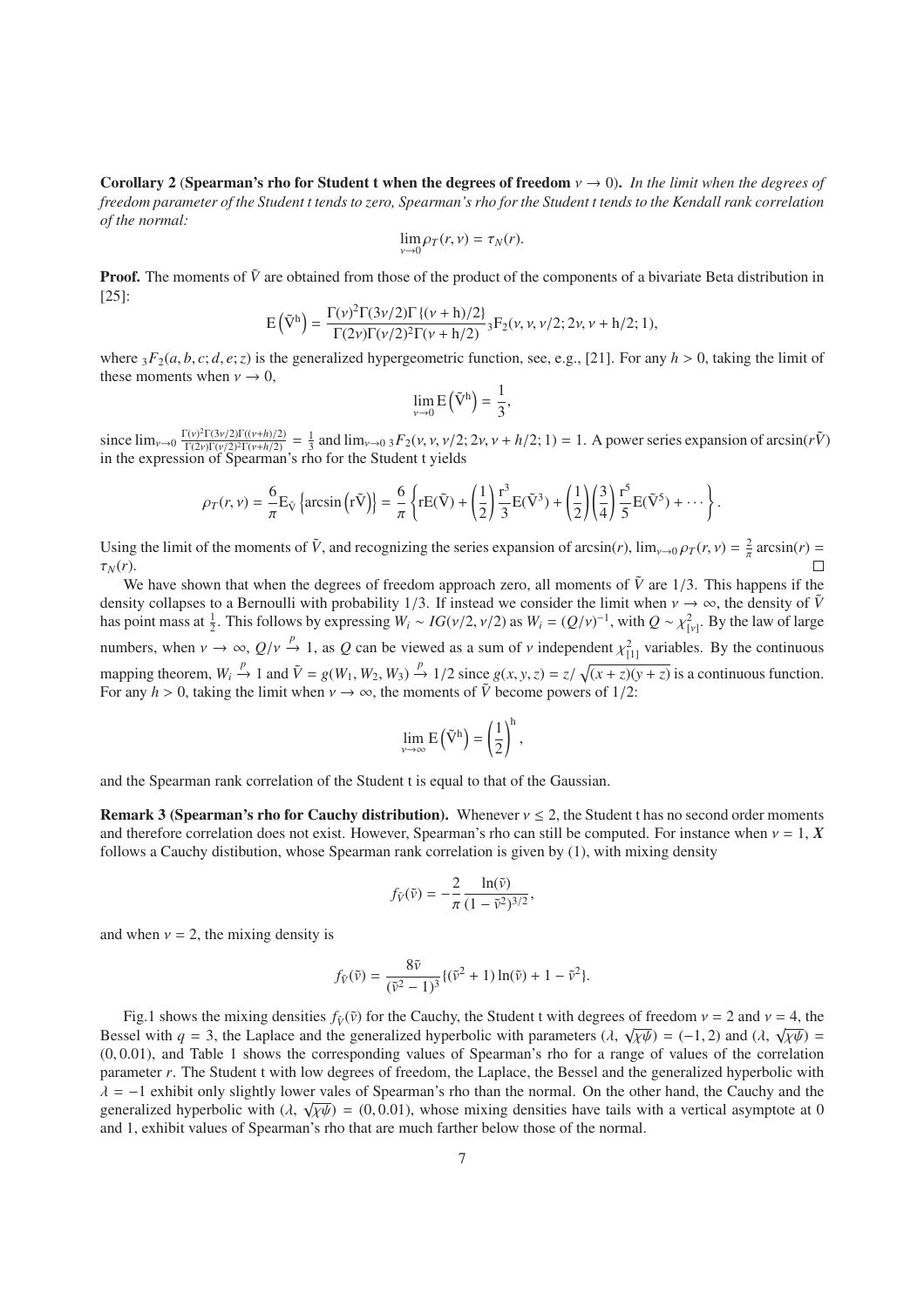**Corollary 2** (**Spearman's rho for Student t when the degrees of freedom** $\nu \to 0$)**.** *In the limit when the degrees of freedom parameter of the Student t tends to zero, Spearman's rho for the Student t tends to the Kendall rank correlation of the normal:*

$$\lim_{\nu \to 0} \rho_T(r, \nu) = \tau_N(r).$$

**Proof.** The moments of $\tilde{V}$ are obtained from those of the product of the components of a bivariate Beta distribution in [25]:

$$\mathrm{E}\left(\tilde{\mathrm{V}}^{\mathrm{h}}\right) = \frac{\Gamma(\nu)^2 \Gamma(3\nu/2)\Gamma\{(\nu + \mathrm{h})/2\}}{\Gamma(2\nu)\Gamma(\nu/2)^2\Gamma(\nu + \mathrm{h}/2)} {}_3\mathrm{F}_2(\nu, \nu, \nu/2; 2\nu, \nu + \mathrm{h}/2; 1),$$

where ${}_3F_2(a, b, c; d, e; z)$ is the generalized hypergeometric function, see, e.g., [21]. For any $h > 0$, taking the limit of these moments when $\nu \to 0$,

$$\lim_{\nu \to 0} \mathrm{E}\left(\tilde{\mathrm{V}}^{\mathrm{h}}\right) = \frac{1}{3},$$

since $\lim_{\nu \to 0} \frac{\Gamma(\nu)^2 \Gamma(3\nu/2)\Gamma((\nu+h)/2)}{\Gamma(2\nu)\Gamma(\nu/2)^2\Gamma(\nu+h/2)} = \frac{1}{3}$ and $\lim_{\nu \to 0} {}_3F_2(\nu, \nu, \nu/2; 2\nu, \nu + h/2; 1) = 1$. A power series expansion of $\arcsin(r\tilde{V})$ in the expression of Spearman's rho for the Student t yields

$$\rho_T(r, \nu) = \frac{6}{\pi} \mathrm{E}_{\tilde{V}}\left\{\arcsin\left(\mathrm{r}\tilde{\mathrm{V}}\right)\right\} = \frac{6}{\pi}\left\{\mathrm{r}\mathrm{E}(\tilde{\mathrm{V}}) + \left(\frac{1}{2}\right)\frac{\mathrm{r}^3}{3}\mathrm{E}(\tilde{\mathrm{V}}^3) + \left(\frac{1}{2}\right)\left(\frac{3}{4}\right)\frac{\mathrm{r}^5}{5}\mathrm{E}(\tilde{\mathrm{V}}^5) + \cdots\right\}.$$

Using the limit of the moments of $\tilde{V}$, and recognizing the series expansion of $\arcsin(r)$, $\lim_{\nu \to 0} \rho_T(r, \nu) = \frac{2}{\pi}\arcsin(r) = \tau_N(r)$. □

We have shown that when the degrees of freedom approach zero, all moments of $\tilde{V}$ are 1/3. This happens if the density collapses to a Bernoulli with probability 1/3. If instead we consider the limit when $\nu \to \infty$, the density of $\tilde{V}$ has point mass at $\frac{1}{2}$. This follows by expressing $W_i \sim IG(\nu/2, \nu/2)$ as $W_i = (Q/\nu)^{-1}$, with $Q \sim \chi^2_{[\nu]}$. By the law of large numbers, when $\nu \to \infty$, $Q/\nu \xrightarrow{p} 1$, as $Q$ can be viewed as a sum of $\nu$ independent $\chi^2_{[1]}$ variables. By the continuous mapping theorem, $W_i \xrightarrow{p} 1$ and $\tilde{V} = g(W_1, W_2, W_3) \xrightarrow{p} 1/2$ since $g(x, y, z) = z/\sqrt{(x+z)(y+z)}$ is a continuous function. For any $h > 0$, taking the limit when $\nu \to \infty$, the moments of $\tilde{V}$ become powers of 1/2:

$$\lim_{\nu \to \infty} \mathrm{E}\left(\tilde{\mathrm{V}}^{\mathrm{h}}\right) = \left(\frac{1}{2}\right)^{\mathrm{h}},$$

and the Spearman rank correlation of the Student t is equal to that of the Gaussian.

**Remark 3 (Spearman's rho for Cauchy distribution).** Whenever $\nu \leq 2$, the Student t has no second order moments and therefore correlation does not exist. However, Spearman's rho can still be computed. For instance when $\nu = 1$, $\boldsymbol{X}$ follows a Cauchy distibution, whose Spearman rank correlation is given by (1), with mixing density

$$f_{\tilde{V}}(\tilde{v}) = -\frac{2}{\pi}\frac{\ln(\tilde{v})}{(1 - \tilde{v}^2)^{3/2}},$$

and when $\nu = 2$, the mixing density is

$$f_{\tilde{V}}(\tilde{v}) = \frac{8\tilde{v}}{(\tilde{v}^2 - 1)^3}\{(\tilde{v}^2 + 1)\ln(\tilde{v}) + 1 - \tilde{v}^2\}.$$

Fig.1 shows the mixing densities $f_{\tilde{V}}(\tilde{v})$ for the Cauchy, the Student t with degrees of freedom $\nu = 2$ and $\nu = 4$, the Bessel with $q = 3$, the Laplace and the generalized hyperbolic with parameters $(\lambda, \sqrt{\chi\psi}) = (-1, 2)$ and $(\lambda, \sqrt{\chi\psi}) = (0, 0.01)$, and Table 1 shows the corresponding values of Spearman's rho for a range of values of the correlation parameter $r$. The Student t with low degrees of freedom, the Laplace, the Bessel and the generalized hyperbolic with $\lambda = -1$ exhibit only slightly lower vales of Spearman's rho than the normal. On the other hand, the Cauchy and the generalized hyperbolic with $(\lambda, \sqrt{\chi\psi}) = (0, 0.01)$, whose mixing densities have tails with a vertical asymptote at 0 and 1, exhibit values of Spearman's rho that are much farther below those of the normal.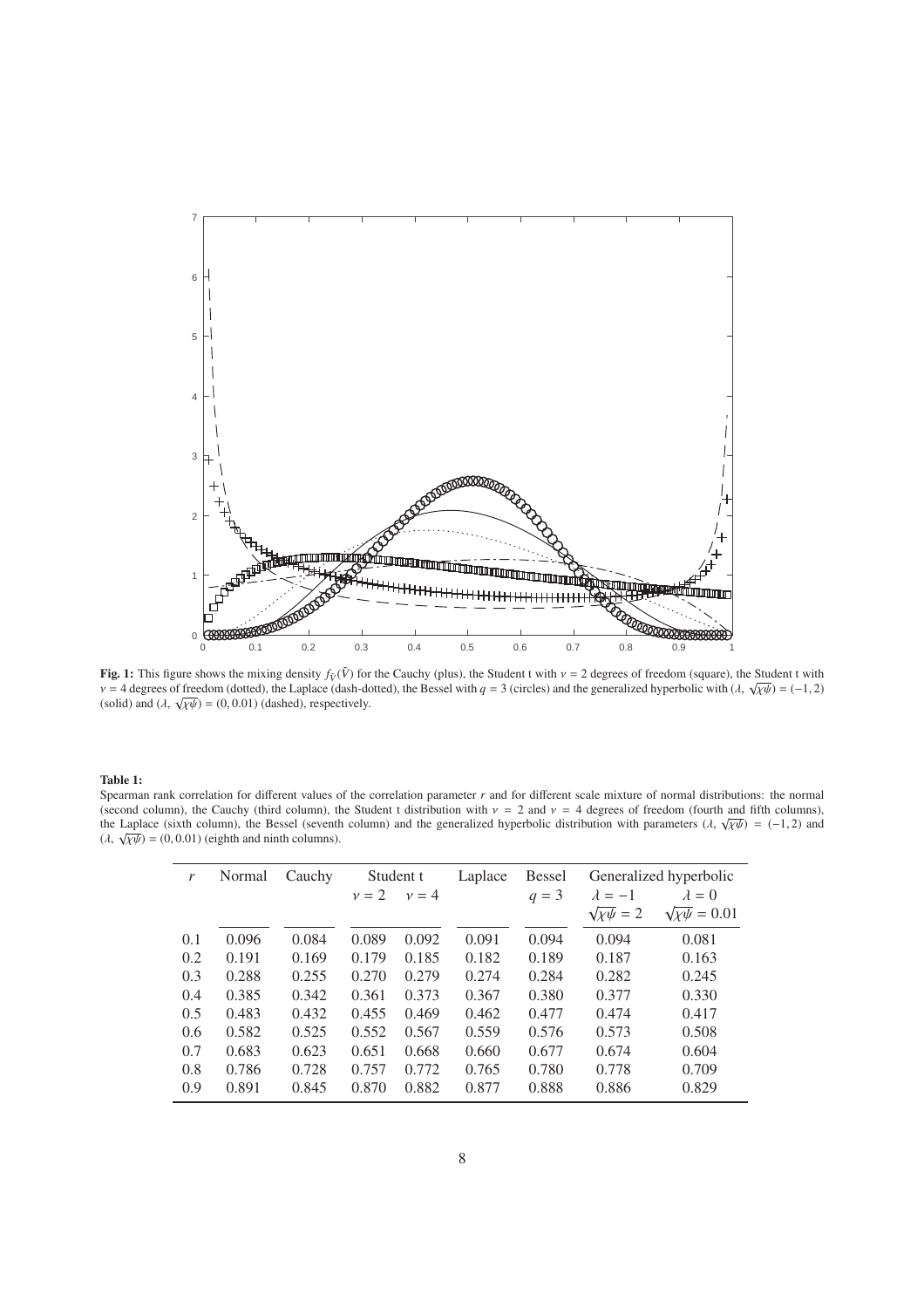**Fig. 1:** This figure shows the mixing density $f_{\tilde{V}}(\tilde{V})$ for the Cauchy (plus), the Student t with $\nu = 2$ degrees of freedom (square), the Student t with $\nu = 4$ degrees of freedom (dotted), the Laplace (dash-dotted), the Bessel with $q = 3$ (circles) and the generalized hyperbolic with $(\lambda, \sqrt{\chi\psi}) = (-1, 2)$ (solid) and $(\lambda, \sqrt{\chi\psi}) = (0, 0.01)$ (dashed), respectively.

**Table 1:**
Spearman rank correlation for different values of the correlation parameter $r$ and for different scale mixture of normal distributions: the normal (second column), the Cauchy (third column), the Student t distribution with $\nu = 2$ and $\nu = 4$ degrees of freedom (fourth and fifth columns), the Laplace (sixth column), the Bessel (seventh column) and the generalized hyperbolic distribution with parameters $(\lambda, \sqrt{\chi\psi}) = (-1, 2)$ and $(\lambda, \sqrt{\chi\psi}) = (0, 0.01)$ (eighth and ninth columns).

| $r$ | Normal | Cauchy | Student t | | Laplace | Bessel | Generalized hyperbolic | |
|---|---|---|---|---|---|---|---|---|
| | | | $\nu = 2$ | $\nu = 4$ | | $q = 3$ | $\lambda = -1$, $\sqrt{\chi\psi} = 2$ | $\lambda = 0$, $\sqrt{\chi\psi} = 0.01$ |
| 0.1 | 0.096 | 0.084 | 0.089 | 0.092 | 0.091 | 0.094 | 0.094 | 0.081 |
| 0.2 | 0.191 | 0.169 | 0.179 | 0.185 | 0.182 | 0.189 | 0.187 | 0.163 |
| 0.3 | 0.288 | 0.255 | 0.270 | 0.279 | 0.274 | 0.284 | 0.282 | 0.245 |
| 0.4 | 0.385 | 0.342 | 0.361 | 0.373 | 0.367 | 0.380 | 0.377 | 0.330 |
| 0.5 | 0.483 | 0.432 | 0.455 | 0.469 | 0.462 | 0.477 | 0.474 | 0.417 |
| 0.6 | 0.582 | 0.525 | 0.552 | 0.567 | 0.559 | 0.576 | 0.573 | 0.508 |
| 0.7 | 0.683 | 0.623 | 0.651 | 0.668 | 0.660 | 0.677 | 0.674 | 0.604 |
| 0.8 | 0.786 | 0.728 | 0.757 | 0.772 | 0.765 | 0.780 | 0.778 | 0.709 |
| 0.9 | 0.891 | 0.845 | 0.870 | 0.882 | 0.877 | 0.888 | 0.886 | 0.829 |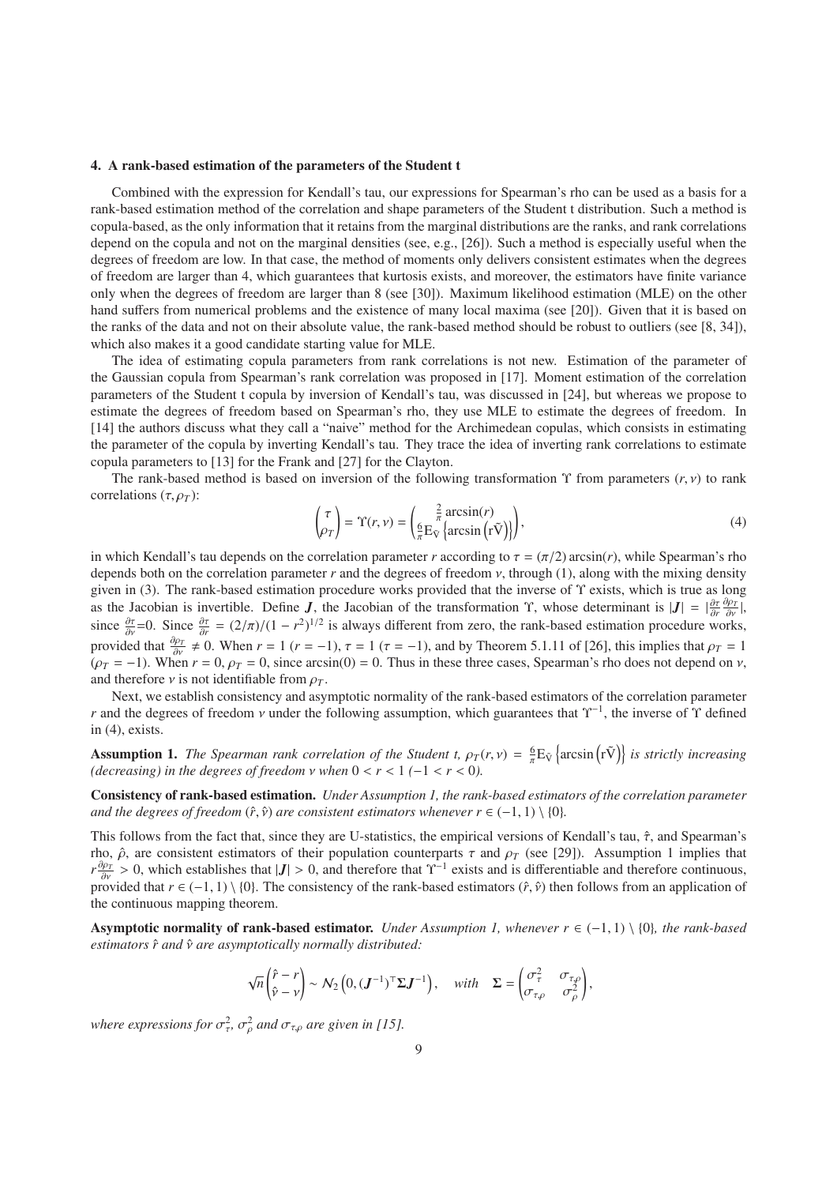### 4. A rank-based estimation of the parameters of the Student t

Combined with the expression for Kendall's tau, our expressions for Spearman's rho can be used as a basis for a rank-based estimation method of the correlation and shape parameters of the Student t distribution. Such a method is copula-based, as the only information that it retains from the marginal distributions are the ranks, and rank correlations depend on the copula and not on the marginal densities (see, e.g., [26]). Such a method is especially useful when the degrees of freedom are low. In that case, the method of moments only delivers consistent estimates when the degrees of freedom are larger than 4, which guarantees that kurtosis exists, and moreover, the estimators have finite variance only when the degrees of freedom are larger than 8 (see [30]). Maximum likelihood estimation (MLE) on the other hand suffers from numerical problems and the existence of many local maxima (see [20]). Given that it is based on the ranks of the data and not on their absolute value, the rank-based method should be robust to outliers (see [8, 34]), which also makes it a good candidate starting value for MLE.

The idea of estimating copula parameters from rank correlations is not new. Estimation of the parameter of the Gaussian copula from Spearman's rank correlation was proposed in [17]. Moment estimation of the correlation parameters of the Student t copula by inversion of Kendall's tau, was discussed in [24], but whereas we propose to estimate the degrees of freedom based on Spearman's rho, they use MLE to estimate the degrees of freedom. In [14] the authors discuss what they call a "naive" method for the Archimedean copulas, which consists in estimating the parameter of the copula by inverting Kendall's tau. They trace the idea of inverting rank correlations to estimate copula parameters to [13] for the Frank and [27] for the Clayton.

The rank-based method is based on inversion of the following transformation $\Upsilon$ from parameters $(r, \nu)$ to rank correlations $(\tau, \rho_T)$:

$$\begin{pmatrix} \tau \\ \rho_T \end{pmatrix} = \Upsilon(r, \nu) = \begin{pmatrix} \frac{2}{\pi}\arcsin(r) \\ \frac{6}{\pi}\mathrm{E}_{\tilde{\mathrm{V}}}\left\{\arcsin\left(\mathrm{r}\tilde{\mathrm{V}}\right)\right\} \end{pmatrix}, \tag{4}$$

in which Kendall's tau depends on the correlation parameter $r$ according to $\tau = (\pi/2)\arcsin(r)$, while Spearman's rho depends both on the correlation parameter $r$ and the degrees of freedom $\nu$, through (1), along with the mixing density given in (3). The rank-based estimation procedure works provided that the inverse of $\Upsilon$ exists, which is true as long as the Jacobian is invertible. Define $\boldsymbol{J}$, the Jacobian of the transformation $\Upsilon$, whose determinant is $|\boldsymbol{J}| = |\frac{\partial \tau}{\partial r}\frac{\partial \rho_T}{\partial \nu}|$, since $\frac{\partial \tau}{\partial \nu}$=0. Since $\frac{\partial \tau}{\partial r} = (2/\pi)/(1-r^2)^{1/2}$ is always different from zero, the rank-based estimation procedure works, provided that $\frac{\partial \rho_T}{\partial \nu} \neq 0$. When $r = 1$ $(r = -1)$, $\tau = 1$ $(\tau = -1)$, and by Theorem 5.1.11 of [26], this implies that $\rho_T = 1$ $(\rho_T = -1)$. When $r = 0$, $\rho_T = 0$, since $\arcsin(0) = 0$. Thus in these three cases, Spearman's rho does not depend on $\nu$, and therefore $\nu$ is not identifiable from $\rho_T$.

Next, we establish consistency and asymptotic normality of the rank-based estimators of the correlation parameter $r$ and the degrees of freedom $\nu$ under the following assumption, which guarantees that $\Upsilon^{-1}$, the inverse of $\Upsilon$ defined in (4), exists.

**Assumption 1.** *The Spearman rank correlation of the Student t, $\rho_T(r, \nu) = \frac{6}{\pi}\mathrm{E}_{\tilde{\mathrm{V}}}\left\{\arcsin\left(\mathrm{r}\tilde{\mathrm{V}}\right)\right\}$ is strictly increasing (decreasing) in the degrees of freedom $\nu$ when $0 < r < 1$ $(-1 < r < 0)$.*

**Consistency of rank-based estimation.** *Under Assumption 1, the rank-based estimators of the correlation parameter and the degrees of freedom $(\hat{r}, \hat{\nu})$ are consistent estimators whenever $r \in (-1, 1) \setminus \{0\}$.*

This follows from the fact that, since they are U-statistics, the empirical versions of Kendall's tau, $\hat{\tau}$, and Spearman's rho, $\hat{\rho}$, are consistent estimators of their population counterparts $\tau$ and $\rho_T$ (see [29]). Assumption 1 implies that $r\frac{\partial \rho_T}{\partial \nu} > 0$, which establishes that $|\boldsymbol{J}| > 0$, and therefore that $\Upsilon^{-1}$ exists and is differentiable and therefore continuous, provided that $r \in (-1, 1) \setminus \{0\}$. The consistency of the rank-based estimators $(\hat{r}, \hat{\nu})$ then follows from an application of the continuous mapping theorem.

**Asymptotic normality of rank-based estimator.** *Under Assumption 1, whenever $r \in (-1, 1) \setminus \{0\}$, the rank-based estimators $\hat{r}$ and $\hat{\nu}$ are asymptotically normally distributed:*

$$\sqrt{n}\begin{pmatrix} \hat{r} - r \\ \hat{\nu} - \nu \end{pmatrix} \sim \mathcal{N}_2\left(0, (\boldsymbol{J}^{-1})^\top \boldsymbol{\Sigma} \boldsymbol{J}^{-1}\right), \quad \textit{with} \quad \boldsymbol{\Sigma} = \begin{pmatrix} \sigma_\tau^2 & \sigma_{\tau\rho} \\ \sigma_{\tau\rho} & \sigma_\rho^2 \end{pmatrix},$$

*where expressions for $\sigma_\tau^2$, $\sigma_\rho^2$ and $\sigma_{\tau\rho}$ are given in [15].*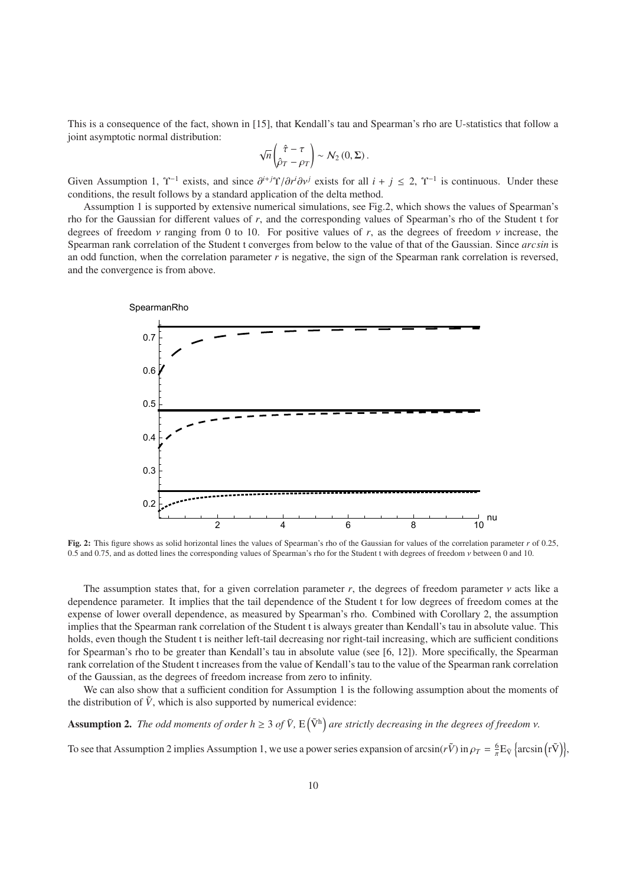This is a consequence of the fact, shown in [15], that Kendall's tau and Spearman's rho are U-statistics that follow a joint asymptotic normal distribution:

$$\sqrt{n}\begin{pmatrix} \hat{\tau} - \tau \\ \hat{\rho}_T - \rho_T \end{pmatrix} \sim \mathcal{N}_2\left(0, \mathbf{\Sigma}\right).$$

Given Assumption 1, $\Upsilon^{-1}$ exists, and since $\partial^{i+j}\Upsilon/\partial r^i \partial \nu^j$ exists for all $i + j \leq 2$, $\Upsilon^{-1}$ is continuous. Under these conditions, the result follows by a standard application of the delta method.

Assumption 1 is supported by extensive numerical simulations, see Fig.2, which shows the values of Spearman's rho for the Gaussian for different values of $r$, and the corresponding values of Spearman's rho of the Student t for degrees of freedom $\nu$ ranging from 0 to 10. For positive values of $r$, as the degrees of freedom $\nu$ increase, the Spearman rank correlation of the Student t converges from below to the value of that of the Gaussian. Since *arcsin* is an odd function, when the correlation parameter $r$ is negative, the sign of the Spearman rank correlation is reversed, and the convergence is from above.

**Fig. 2:** This figure shows as solid horizontal lines the values of Spearman's rho of the Gaussian for values of the correlation parameter $r$ of 0.25, 0.5 and 0.75, and as dotted lines the corresponding values of Spearman's rho for the Student t with degrees of freedom $\nu$ between 0 and 10.

The assumption states that, for a given correlation parameter $r$, the degrees of freedom parameter $\nu$ acts like a dependence parameter. It implies that the tail dependence of the Student t for low degrees of freedom comes at the expense of lower overall dependence, as measured by Spearman's rho. Combined with Corollary 2, the assumption implies that the Spearman rank correlation of the Student t is always greater than Kendall's tau in absolute value. This holds, even though the Student t is neither left-tail decreasing nor right-tail increasing, which are sufficient conditions for Spearman's rho to be greater than Kendall's tau in absolute value (see [6, 12]). More specifically, the Spearman rank correlation of the Student t increases from the value of Kendall's tau to the value of the Spearman rank correlation of the Gaussian, as the degrees of freedom increase from zero to infinity.

We can also show that a sufficient condition for Assumption 1 is the following assumption about the moments of the distribution of $\tilde{V}$, which is also supported by numerical evidence:

**Assumption 2.** *The odd moments of order $h \geq 3$ of $\tilde{V}$, $\mathrm{E}\left(\tilde{\mathrm{V}}^{\mathrm{h}}\right)$ are strictly decreasing in the degrees of freedom $\nu$.*

To see that Assumption 2 implies Assumption 1, we use a power series expansion of $\arcsin(r\tilde{V})$ in $\rho_T = \frac{6}{\pi}\mathrm{E}_{\tilde{\mathrm{V}}}\left\{\arcsin\left(\mathrm{r}\tilde{\mathrm{V}}\right)\right\}$,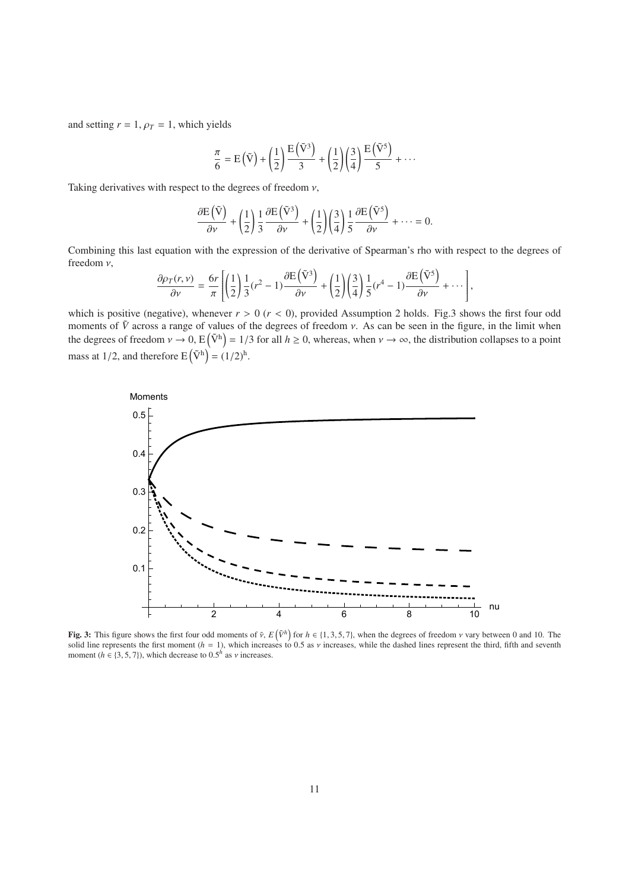and setting $r = 1, \rho_T = 1$, which yields

$$\frac{\pi}{6} = \mathrm{E}\left(\tilde{\mathrm{V}}\right) + \left(\frac{1}{2}\right)\frac{\mathrm{E}\left(\tilde{\mathrm{V}}^3\right)}{3} + \left(\frac{1}{2}\right)\left(\frac{3}{4}\right)\frac{\mathrm{E}\left(\tilde{\mathrm{V}}^5\right)}{5} + \cdots$$

Taking derivatives with respect to the degrees of freedom $\nu$,

$$\frac{\partial \mathrm{E}\left(\tilde{\mathrm{V}}\right)}{\partial \nu} + \left(\frac{1}{2}\right)\frac{1}{3}\frac{\partial \mathrm{E}\left(\tilde{\mathrm{V}}^3\right)}{\partial \nu} + \left(\frac{1}{2}\right)\left(\frac{3}{4}\right)\frac{1}{5}\frac{\partial \mathrm{E}\left(\tilde{\mathrm{V}}^5\right)}{\partial \nu} + \cdots = 0.$$

Combining this last equation with the expression of the derivative of Spearman's rho with respect to the degrees of freedom $\nu$,

$$\frac{\partial \rho_T(r,\nu)}{\partial \nu} = \frac{6r}{\pi}\left[\left(\frac{1}{2}\right)\frac{1}{3}(r^2-1)\frac{\partial \mathrm{E}\left(\tilde{\mathrm{V}}^3\right)}{\partial \nu} + \left(\frac{1}{2}\right)\left(\frac{3}{4}\right)\frac{1}{5}(r^4-1)\frac{\partial \mathrm{E}\left(\tilde{\mathrm{V}}^5\right)}{\partial \nu} + \cdots\right],$$

which is positive (negative), whenever $r > 0$ ($r < 0$), provided Assumption 2 holds. Fig.3 shows the first four odd moments of $\tilde{V}$ across a range of values of the degrees of freedom $\nu$. As can be seen in the figure, in the limit when the degrees of freedom $\nu \to 0$, $\mathrm{E}\left(\tilde{\mathrm{V}}^{\mathrm{h}}\right) = 1/3$ for all $h \geq 0$, whereas, when $\nu \to \infty$, the distribution collapses to a point mass at $1/2$, and therefore $\mathrm{E}\left(\tilde{\mathrm{V}}^{\mathrm{h}}\right) = (1/2)^{\mathrm{h}}$.

**Fig. 3:** This figure shows the first four odd moments of $\tilde{v}$, $E\left(\tilde{V}^h\right)$ for $h \in \{1, 3, 5, 7\}$, when the degrees of freedom $\nu$ vary between 0 and 10. The solid line represents the first moment ($h = 1$), which increases to 0.5 as $\nu$ increases, while the dashed lines represent the third, fifth and seventh moment ($h \in \{3, 5, 7\}$), which decrease to $0.5^h$ as $\nu$ increases.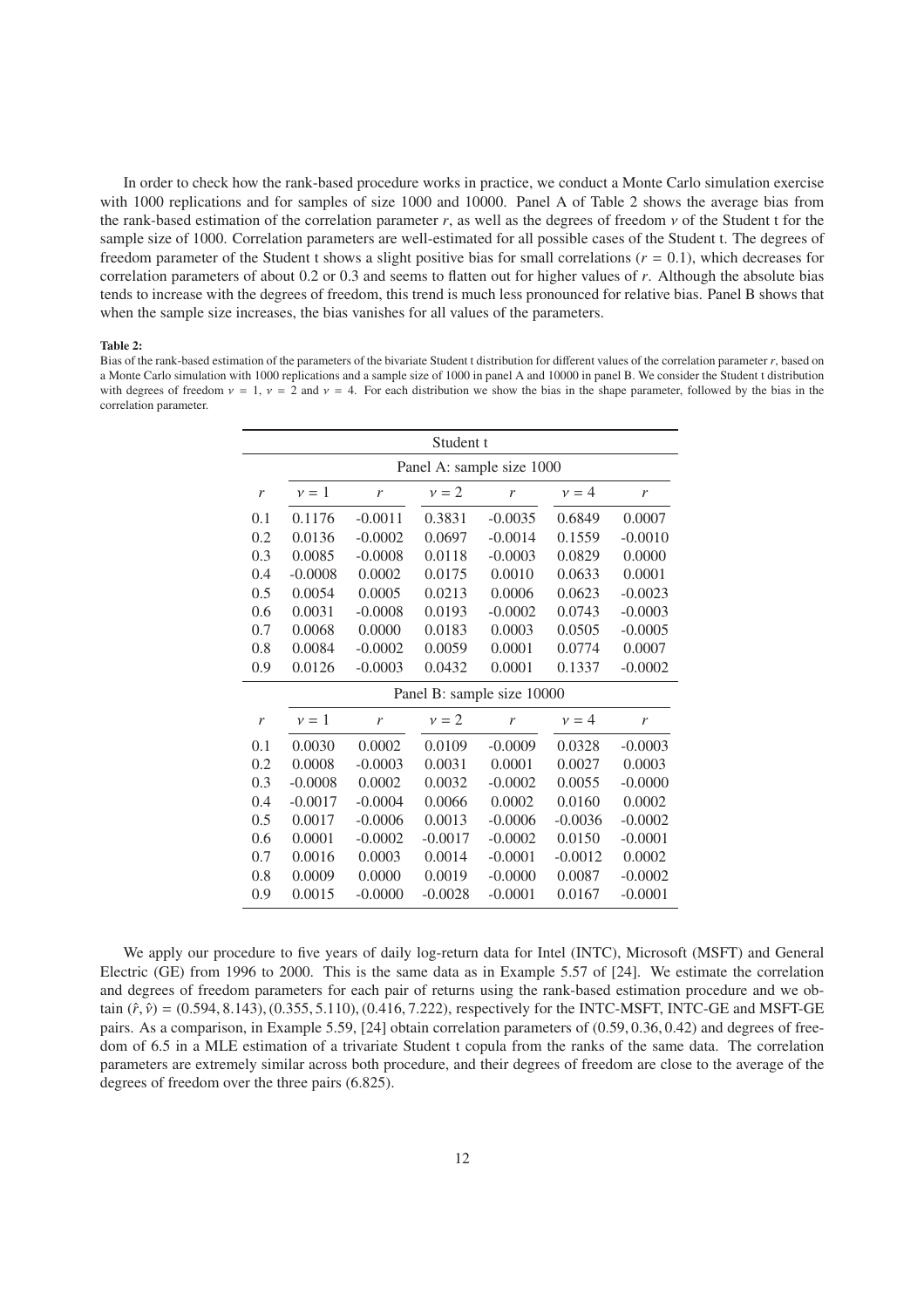In order to check how the rank-based procedure works in practice, we conduct a Monte Carlo simulation exercise with 1000 replications and for samples of size 1000 and 10000. Panel A of Table 2 shows the average bias from the rank-based estimation of the correlation parameter $r$, as well as the degrees of freedom $\nu$ of the Student t for the sample size of 1000. Correlation parameters are well-estimated for all possible cases of the Student t. The degrees of freedom parameter of the Student t shows a slight positive bias for small correlations ($r = 0.1$), which decreases for correlation parameters of about 0.2 or 0.3 and seems to flatten out for higher values of $r$. Although the absolute bias tends to increase with the degrees of freedom, this trend is much less pronounced for relative bias. Panel B shows that when the sample size increases, the bias vanishes for all values of the parameters.

**Table 2:**

Bias of the rank-based estimation of the parameters of the bivariate Student t distribution for different values of the correlation parameter $r$, based on a Monte Carlo simulation with 1000 replications and a sample size of 1000 in panel A and 10000 in panel B. We consider the Student t distribution with degrees of freedom $\nu = 1$, $\nu = 2$ and $\nu = 4$. For each distribution we show the bias in the shape parameter, followed by the bias in the correlation parameter.

| | Student t | | | | | |
|---|---|---|---|---|---|---|
| | Panel A: sample size 1000 | | | | | |
| $r$ | $\nu = 1$ | $r$ | $\nu = 2$ | $r$ | $\nu = 4$ | $r$ |
| 0.1 | 0.1176 | -0.0011 | 0.3831 | -0.0035 | 0.6849 | 0.0007 |
| 0.2 | 0.0136 | -0.0002 | 0.0697 | -0.0014 | 0.1559 | -0.0010 |
| 0.3 | 0.0085 | -0.0008 | 0.0118 | -0.0003 | 0.0829 | 0.0000 |
| 0.4 | -0.0008 | 0.0002 | 0.0175 | 0.0010 | 0.0633 | 0.0001 |
| 0.5 | 0.0054 | 0.0005 | 0.0213 | 0.0006 | 0.0623 | -0.0023 |
| 0.6 | 0.0031 | -0.0008 | 0.0193 | -0.0002 | 0.0743 | -0.0003 |
| 0.7 | 0.0068 | 0.0000 | 0.0183 | 0.0003 | 0.0505 | -0.0005 |
| 0.8 | 0.0084 | -0.0002 | 0.0059 | 0.0001 | 0.0774 | 0.0007 |
| 0.9 | 0.0126 | -0.0003 | 0.0432 | 0.0001 | 0.1337 | -0.0002 |
| | Panel B: sample size 10000 | | | | | |
| $r$ | $\nu = 1$ | $r$ | $\nu = 2$ | $r$ | $\nu = 4$ | $r$ |
| 0.1 | 0.0030 | 0.0002 | 0.0109 | -0.0009 | 0.0328 | -0.0003 |
| 0.2 | 0.0008 | -0.0003 | 0.0031 | 0.0001 | 0.0027 | 0.0003 |
| 0.3 | -0.0008 | 0.0002 | 0.0032 | -0.0002 | 0.0055 | -0.0000 |
| 0.4 | -0.0017 | -0.0004 | 0.0066 | 0.0002 | 0.0160 | 0.0002 |
| 0.5 | 0.0017 | -0.0006 | 0.0013 | -0.0006 | -0.0036 | -0.0002 |
| 0.6 | 0.0001 | -0.0002 | -0.0017 | -0.0002 | 0.0150 | -0.0001 |
| 0.7 | 0.0016 | 0.0003 | 0.0014 | -0.0001 | -0.0012 | 0.0002 |
| 0.8 | 0.0009 | 0.0000 | 0.0019 | -0.0000 | 0.0087 | -0.0002 |
| 0.9 | 0.0015 | -0.0000 | -0.0028 | -0.0001 | 0.0167 | -0.0001 |

We apply our procedure to five years of daily log-return data for Intel (INTC), Microsoft (MSFT) and General Electric (GE) from 1996 to 2000. This is the same data as in Example 5.57 of [24]. We estimate the correlation and degrees of freedom parameters for each pair of returns using the rank-based estimation procedure and we obtain $(\hat{r}, \hat{\nu}) = (0.594, 8.143), (0.355, 5.110), (0.416, 7.222)$, respectively for the INTC-MSFT, INTC-GE and MSFT-GE pairs. As a comparison, in Example 5.59, [24] obtain correlation parameters of $(0.59, 0.36, 0.42)$ and degrees of freedom of 6.5 in a MLE estimation of a trivariate Student t copula from the ranks of the same data. The correlation parameters are extremely similar across both procedure, and their degrees of freedom are close to the average of the degrees of freedom over the three pairs (6.825).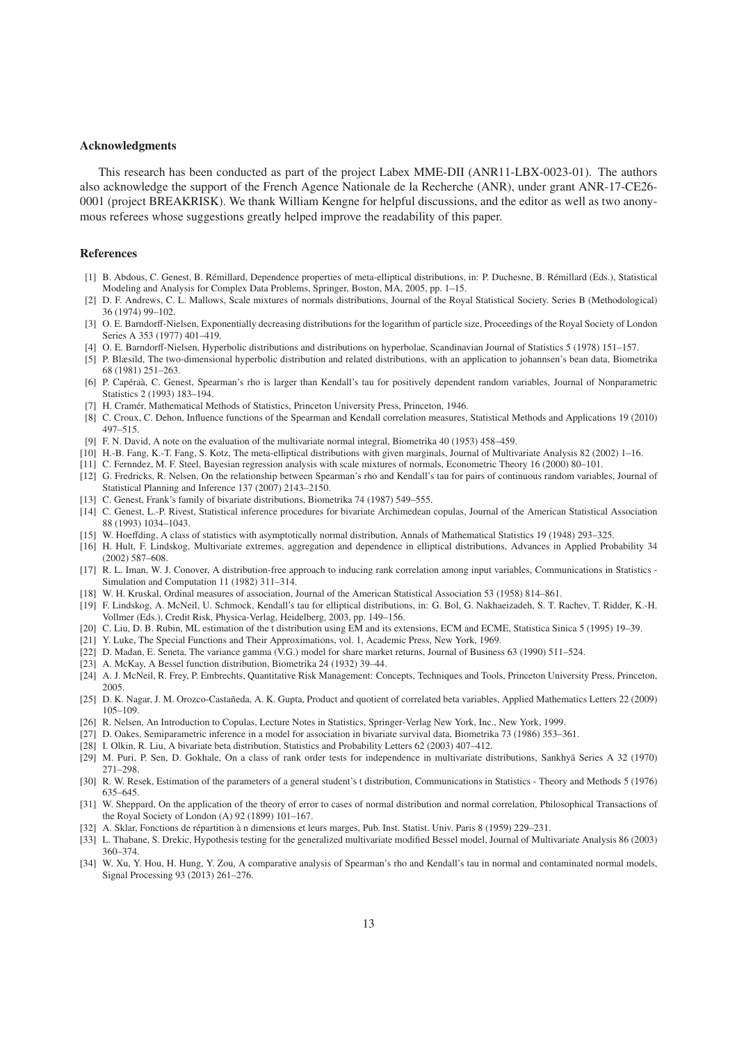### Acknowledgments

This research has been conducted as part of the project Labex MME-DII (ANR11-LBX-0023-01). The authors also acknowledge the support of the French Agence Nationale de la Recherche (ANR), under grant ANR-17-CE26-0001 (project BREAKRISK). We thank William Kengne for helpful discussions, and the editor as well as two anonymous referees whose suggestions greatly helped improve the readability of this paper.

### References

[1] B. Abdous, C. Genest, B. Rémillard, Dependence properties of meta-elliptical distributions, in: P. Duchesne, B. Rémillard (Eds.), Statistical Modeling and Analysis for Complex Data Problems, Springer, Boston, MA, 2005, pp. 1–15.

[2] D. F. Andrews, C. L. Mallows, Scale mixtures of normals distributions, Journal of the Royal Statistical Society. Series B (Methodological) 36 (1974) 99–102.

[3] O. E. Barndorff-Nielsen, Exponentially decreasing distributions for the logarithm of particle size, Proceedings of the Royal Society of London Series A 353 (1977) 401–419.

[4] O. E. Barndorff-Nielsen, Hyperbolic distributions and distributions on hyperbolae, Scandinavian Journal of Statistics 5 (1978) 151–157.

[5] P. Blæsild, The two-dimensional hyperbolic distribution and related distributions, with an application to johannsen's bean data, Biometrika 68 (1981) 251–263.

[6] P. Capéraà, C. Genest, Spearman's rho is larger than Kendall's tau for positively dependent random variables, Journal of Nonparametric Statistics 2 (1993) 183–194.

[7] H. Cramér, Mathematical Methods of Statistics, Princeton University Press, Princeton, 1946.

[8] C. Croux, C. Dehon, Influence functions of the Spearman and Kendall correlation measures, Statistical Methods and Applications 19 (2010) 497–515.

[9] F. N. David, A note on the evaluation of the multivariate normal integral, Biometrika 40 (1953) 458–459.

[10] H.-B. Fang, K.-T. Fang, S. Kotz, The meta-elliptical distributions with given marginals, Journal of Multivariate Analysis 82 (2002) 1–16.

[11] C. Fernndez, M. F. Steel, Bayesian regression analysis with scale mixtures of normals, Econometric Theory 16 (2000) 80–101.

[12] G. Fredricks, R. Nelsen, On the relationship between Spearman's rho and Kendall's tau for pairs of continuous random variables, Journal of Statistical Planning and Inference 137 (2007) 2143–2150.

[13] C. Genest, Frank's family of bivariate distributions, Biometrika 74 (1987) 549–555.

[14] C. Genest, L.-P. Rivest, Statistical inference procedures for bivariate Archimedean copulas, Journal of the American Statistical Association 88 (1993) 1034–1043.

[15] W. Hoeffding, A class of statistics with asymptotically normal distribution, Annals of Mathematical Statistics 19 (1948) 293–325.

[16] H. Hult, F. Lindskog, Multivariate extremes, aggregation and dependence in elliptical distributions, Advances in Applied Probability 34 (2002) 587–608.

[17] R. L. Iman, W. J. Conover, A distribution-free approach to inducing rank correlation among input variables, Communications in Statistics - Simulation and Computation 11 (1982) 311–314.

[18] W. H. Kruskal, Ordinal measures of association, Journal of the American Statistical Association 53 (1958) 814–861.

[19] F. Lindskog, A. McNeil, U. Schmock, Kendall's tau for elliptical distributions, in: G. Bol, G. Nakhaeizadeh, S. T. Rachev, T. Ridder, K.-H. Vollmer (Eds.), Credit Risk, Physica-Verlag, Heidelberg, 2003, pp. 149–156.

[20] C. Liu, D. B. Rubin, ML estimation of the t distribution using EM and its extensions, ECM and ECME, Statistica Sinica 5 (1995) 19–39.

[21] Y. Luke, The Special Functions and Their Approximations, vol. 1, Academic Press, New York, 1969.

[22] D. Madan, E. Seneta, The variance gamma (V.G.) model for share market returns, Journal of Business 63 (1990) 511–524.

[23] A. McKay, A Bessel function distribution, Biometrika 24 (1932) 39–44.

[24] A. J. McNeil, R. Frey, P. Embrechts, Quantitative Risk Management: Concepts, Techniques and Tools, Princeton University Press, Princeton, 2005.

[25] D. K. Nagar, J. M. Orozco-Castañeda, A. K. Gupta, Product and quotient of correlated beta variables, Applied Mathematics Letters 22 (2009) 105–109.

[26] R. Nelsen, An Introduction to Copulas, Lecture Notes in Statistics, Springer-Verlag New York, Inc., New York, 1999.

[27] D. Oakes, Semiparametric inference in a model for association in bivariate survival data, Biometrika 73 (1986) 353–361.

[28] I. Olkin, R. Liu, A bivariate beta distribution, Statistics and Probability Letters 62 (2003) 407–412.

[29] M. Puri, P. Sen, D. Gokhale, On a class of rank order tests for independence in multivariate distributions, Sankhyā Series A 32 (1970) 271–298.

[30] R. W. Resek, Estimation of the parameters of a general student's t distribution, Communications in Statistics - Theory and Methods 5 (1976) 635–645.

[31] W. Sheppard, On the application of the theory of error to cases of normal distribution and normal correlation, Philosophical Transactions of the Royal Society of London (A) 92 (1899) 101–167.

[32] A. Sklar, Fonctions de répartition à n dimensions et leurs marges, Pub. Inst. Statist. Univ. Paris 8 (1959) 229–231.

[33] L. Thabane, S. Drekic, Hypothesis testing for the generalized multivariate modified Bessel model, Journal of Multivariate Analysis 86 (2003) 360–374.

[34] W. Xu, Y. Hou, H. Hung, Y. Zou, A comparative analysis of Spearman's rho and Kendall's tau in normal and contaminated normal models, Signal Processing 93 (2013) 261–276.